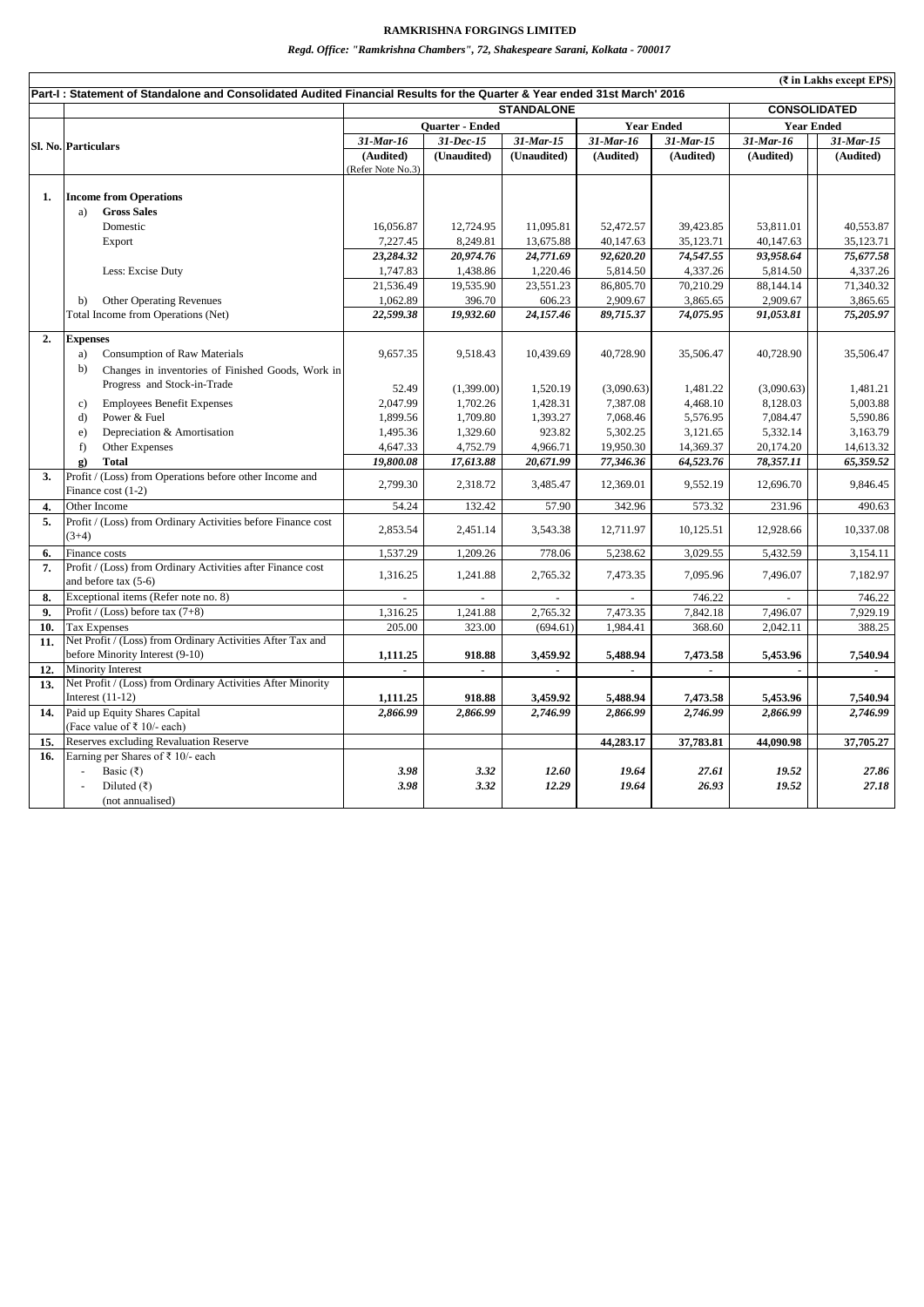**RAMKRISHNA FORGINGS LIMITED**

*Regd. Office: "Ramkrishna Chambers", 72, Shakespeare Sarani, Kolkata - 700017*

(₹ in Lakhs except EPS)

**Part-I : Statement of Standalone and Consolidated Audited Financial Results for the Quarter & Year ended 31st March' 2016**

| Sl. No. | Particulars | STANDALONE | | | | | CONSOLIDATED | |
|---|---|---|---|---|---|---|---|---|
| | | Quarter - Ended | | | Year Ended | | Year Ended | |
| | | *31-Mar-16* | *31-Dec-15* | *31-Mar-15* | *31-Mar-16* | *31-Mar-15* | *31-Mar-16* | *31-Mar-15* |
| | | (Audited) (Refer Note No.3) | (Unaudited) | (Unaudited) | (Audited) | (Audited) | (Audited) | (Audited) |
| **1.** | **Income from Operations** | | | | | | | |
| | a) **Gross Sales** | | | | | | | |
| | Domestic | 16,056.87 | 12,724.95 | 11,095.81 | 52,472.57 | 39,423.85 | 53,811.01 | 40,553.87 |
| | Export | 7,227.45 | 8,249.81 | 13,675.88 | 40,147.63 | 35,123.71 | 40,147.63 | 35,123.71 |
| | | *23,284.32* | *20,974.76* | *24,771.69* | *92,620.20* | *74,547.55* | *93,958.64* | *75,677.58* |
| | Less: Excise Duty | 1,747.83 | 1,438.86 | 1,220.46 | 5,814.50 | 4,337.26 | 5,814.50 | 4,337.26 |
| | | 21,536.49 | 19,535.90 | 23,551.23 | 86,805.70 | 70,210.29 | 88,144.14 | 71,340.32 |
| | b) Other Operating Revenues | 1,062.89 | 396.70 | 606.23 | 2,909.67 | 3,865.65 | 2,909.67 | 3,865.65 |
| | Total Income from Operations (Net) | *22,599.38* | *19,932.60* | *24,157.46* | *89,715.37* | *74,075.95* | *91,053.81* | *75,205.97* |
| **2.** | **Expenses** | | | | | | | |
| | a) Consumption of Raw Materials | 9,657.35 | 9,518.43 | 10,439.69 | 40,728.90 | 35,506.47 | 40,728.90 | 35,506.47 |
| | b) Changes in inventories of Finished Goods, Work in Progress and Stock-in-Trade | 52.49 | (1,399.00) | 1,520.19 | (3,090.63) | 1,481.22 | (3,090.63) | 1,481.21 |
| | c) Employees Benefit Expenses | 2,047.99 | 1,702.26 | 1,428.31 | 7,387.08 | 4,468.10 | 8,128.03 | 5,003.88 |
| | d) Power & Fuel | 1,899.56 | 1,709.80 | 1,393.27 | 7,068.46 | 5,576.95 | 7,084.47 | 5,590.86 |
| | e) Depreciation & Amortisation | 1,495.36 | 1,329.60 | 923.82 | 5,302.25 | 3,121.65 | 5,332.14 | 3,163.79 |
| | f) Other Expenses | 4,647.33 | 4,752.79 | 4,966.71 | 19,950.30 | 14,369.37 | 20,174.20 | 14,613.32 |
| | **g) Total** | *19,800.08* | *17,613.88* | *20,671.99* | *77,346.36* | *64,523.76* | *78,357.11* | *65,359.52* |
| **3.** | Profit / (Loss) from Operations before other Income and Finance cost (1-2) | 2,799.30 | 2,318.72 | 3,485.47 | 12,369.01 | 9,552.19 | 12,696.70 | 9,846.45 |
| **4.** | Other Income | 54.24 | 132.42 | 57.90 | 342.96 | 573.32 | 231.96 | 490.63 |
| **5.** | Profit / (Loss) from Ordinary Activities before Finance cost (3+4) | 2,853.54 | 2,451.14 | 3,543.38 | 12,711.97 | 10,125.51 | 12,928.66 | 10,337.08 |
| **6.** | Finance costs | 1,537.29 | 1,209.26 | 778.06 | 5,238.62 | 3,029.55 | 5,432.59 | 3,154.11 |
| **7.** | Profit / (Loss) from Ordinary Activities after Finance cost and before tax (5-6) | 1,316.25 | 1,241.88 | 2,765.32 | 7,473.35 | 7,095.96 | 7,496.07 | 7,182.97 |
| **8.** | Exceptional items (Refer note no. 8) | - | - | - | - | 746.22 | - | 746.22 |
| **9.** | Profit / (Loss) before tax (7+8) | 1,316.25 | 1,241.88 | 2,765.32 | 7,473.35 | 7,842.18 | 7,496.07 | 7,929.19 |
| **10.** | Tax Expenses | 205.00 | 323.00 | (694.61) | 1,984.41 | 368.60 | 2,042.11 | 388.25 |
| **11.** | Net Profit / (Loss) from Ordinary Activities After Tax and before Minority Interest (9-10) | **1,111.25** | **918.88** | **3,459.92** | **5,488.94** | **7,473.58** | **5,453.96** | **7,540.94** |
| **12.** | Minority Interest | - | - | - | - | - | - | - |
| **13.** | Net Profit / (Loss) from Ordinary Activities After Minority Interest (11-12) | **1,111.25** | **918.88** | **3,459.92** | **5,488.94** | **7,473.58** | **5,453.96** | **7,540.94** |
| **14.** | Paid up Equity Shares Capital (Face value of ₹ 10/- each) | *2,866.99* | *2,866.99* | *2,746.99* | *2,866.99* | *2,746.99* | *2,866.99* | *2,746.99* |
| **15.** | Reserves excluding Revaluation Reserve | | | | **44,283.17** | **37,783.81** | **44,090.98** | **37,705.27** |
| **16.** | Earning per Shares of ₹ 10/- each | | | | | | | |
| | - Basic (₹) | *3.98* | *3.32* | *12.60* | *19.64* | *27.61* | *19.52* | *27.86* |
| | - Diluted (₹) | *3.98* | *3.32* | *12.29* | *19.64* | *26.93* | *19.52* | *27.18* |
| | (not annualised) | | | | | | | |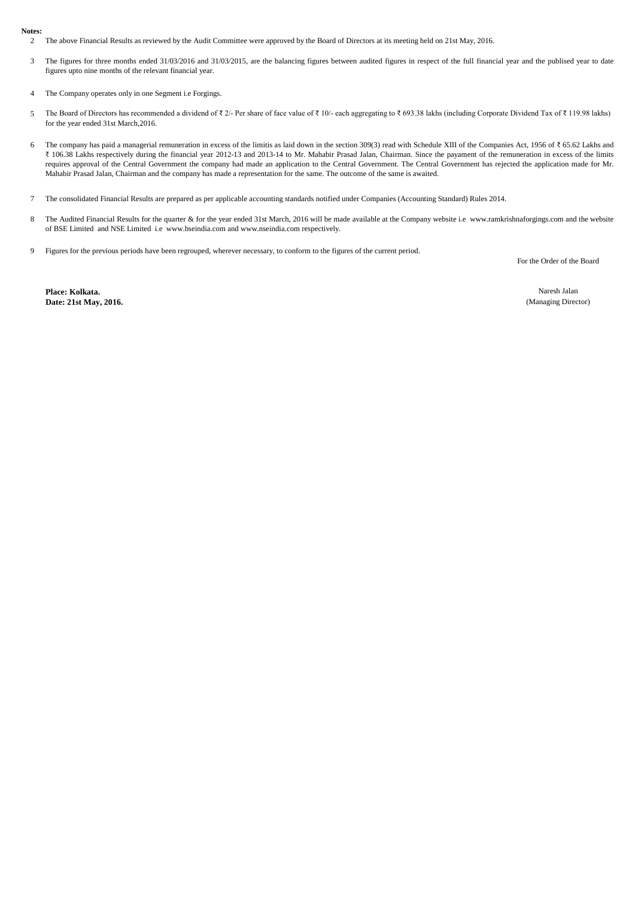**Notes:**

2. The above Financial Results as reviewed by the Audit Committee were approved by the Board of Directors at its meeting held on 21st May, 2016.

3. The figures for three months ended 31/03/2016 and 31/03/2015, are the balancing figures between audited figures in respect of the full financial year and the publised year to date figures upto nine months of the relevant financial year.

4. The Company operates only in one Segment i.e Forgings.

5. The Board of Directors has recommended a dividend of ₹ 2/- Per share of face value of ₹ 10/- each aggregating to ₹ 693.38 lakhs (including Corporate Dividend Tax of ₹ 119.98 lakhs) for the year ended 31st March,2016.

6. The company has paid a managerial remuneration in excess of the limitis as laid down in the section 309(3) read with Schedule XIII of the Companies Act, 1956 of ₹ 65.62 Lakhs and ₹ 106.38 Lakhs respectively during the financial year 2012-13 and 2013-14 to Mr. Mahabir Prasad Jalan, Chairman. Since the payament of the remuneration in excess of the limits requires approval of the Central Government the company had made an application to the Central Government. The Central Government has rejected the application made for Mr. Mahabir Prasad Jalan, Chairman and the company has made a representation for the same. The outcome of the same is awaited.

7. The consolidated Financial Results are prepared as per applicable accounting standards notified under Companies (Accounting Standard) Rules 2014.

8. The Audited Financial Results for the quarter & for the year ended 31st March, 2016 will be made available at the Company website i.e www.ramkrishnaforgings.com and the website of BSE Limited and NSE Limited i.e www.bseindia.com and www.nseindia.com respectively.

9. Figures for the previous periods have been regrouped, wherever necessary, to conform to the figures of the current period.

For the Order of the Board

**Place: Kolkata.**
**Date: 21st May, 2016.**

Naresh Jalan
(Managing Director)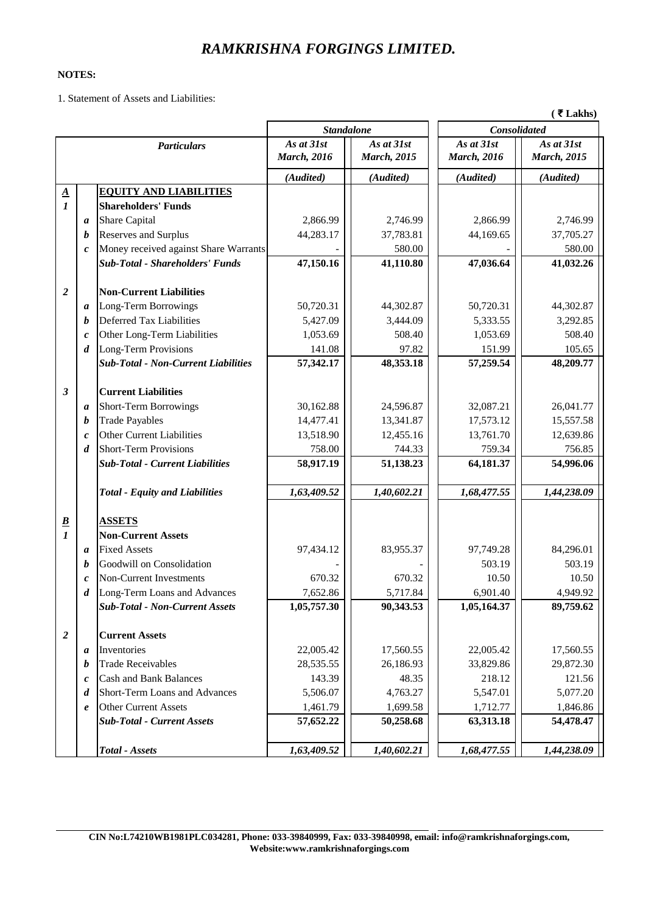# RAMKRISHNA FORGINGS LIMITED.

**NOTES:**

1. Statement of Assets and Liabilities:

( ₹ Lakhs)

| | | Particulars | Standalone | | Consolidated | |
|---|---|---|---|---|---|---|
| | | | As at 31st March, 2016 | As at 31st March, 2015 | As at 31st March, 2016 | As at 31st March, 2015 |
| | | | (Audited) | (Audited) | (Audited) | (Audited) |
| **A** | | **EQUITY AND LIABILITIES** | | | | |
| **1** | | **Shareholders' Funds** | | | | |
| | a | Share Capital | 2,866.99 | 2,746.99 | 2,866.99 | 2,746.99 |
| | b | Reserves and Surplus | 44,283.17 | 37,783.81 | 44,169.65 | 37,705.27 |
| | c | Money received against Share Warrants | - | 580.00 | - | 580.00 |
| | | ***Sub-Total - Shareholders' Funds*** | **47,150.16** | **41,110.80** | **47,036.64** | **41,032.26** |
| **2** | | **Non-Current Liabilities** | | | | |
| | a | Long-Term Borrowings | 50,720.31 | 44,302.87 | 50,720.31 | 44,302.87 |
| | b | Deferred Tax Liabilities | 5,427.09 | 3,444.09 | 5,333.55 | 3,292.85 |
| | c | Other Long-Term Liabilities | 1,053.69 | 508.40 | 1,053.69 | 508.40 |
| | d | Long-Term Provisions | 141.08 | 97.82 | 151.99 | 105.65 |
| | | ***Sub-Total - Non-Current Liabilities*** | **57,342.17** | **48,353.18** | **57,259.54** | **48,209.77** |
| **3** | | **Current Liabilities** | | | | |
| | a | Short-Term Borrowings | 30,162.88 | 24,596.87 | 32,087.21 | 26,041.77 |
| | b | Trade Payables | 14,477.41 | 13,341.87 | 17,573.12 | 15,557.58 |
| | c | Other Current Liabilities | 13,518.90 | 12,455.16 | 13,761.70 | 12,639.86 |
| | d | Short-Term Provisions | 758.00 | 744.33 | 759.34 | 756.85 |
| | | ***Sub-Total - Current Liabilities*** | **58,917.19** | **51,138.23** | **64,181.37** | **54,996.06** |
| | | ***Total - Equity and Liabilities*** | ***1,63,409.52*** | ***1,40,602.21*** | ***1,68,477.55*** | ***1,44,238.09*** |
| **B** | | **ASSETS** | | | | |
| **1** | | **Non-Current Assets** | | | | |
| | a | Fixed Assets | 97,434.12 | 83,955.37 | 97,749.28 | 84,296.01 |
| | b | Goodwill on Consolidation | - | - | 503.19 | 503.19 |
| | c | Non-Current Investments | 670.32 | 670.32 | 10.50 | 10.50 |
| | d | Long-Term Loans and Advances | 7,652.86 | 5,717.84 | 6,901.40 | 4,949.92 |
| | | ***Sub-Total - Non-Current Assets*** | **1,05,757.30** | **90,343.53** | **1,05,164.37** | **89,759.62** |
| **2** | | **Current Assets** | | | | |
| | a | Inventories | 22,005.42 | 17,560.55 | 22,005.42 | 17,560.55 |
| | b | Trade Receivables | 28,535.55 | 26,186.93 | 33,829.86 | 29,872.30 |
| | c | Cash and Bank Balances | 143.39 | 48.35 | 218.12 | 121.56 |
| | d | Short-Term Loans and Advances | 5,506.07 | 4,763.27 | 5,547.01 | 5,077.20 |
| | e | Other Current Assets | 1,461.79 | 1,699.58 | 1,712.77 | 1,846.86 |
| | | ***Sub-Total - Current Assets*** | **57,652.22** | **50,258.68** | **63,313.18** | **54,478.47** |
| | | ***Total - Assets*** | ***1,63,409.52*** | ***1,40,602.21*** | ***1,68,477.55*** | ***1,44,238.09*** |

**CIN No:L74210WB1981PLC034281, Phone: 033-39840999, Fax: 033-39840998, email: info@ramkrishnaforgings.com, Website:www.ramkrishnaforgings.com**